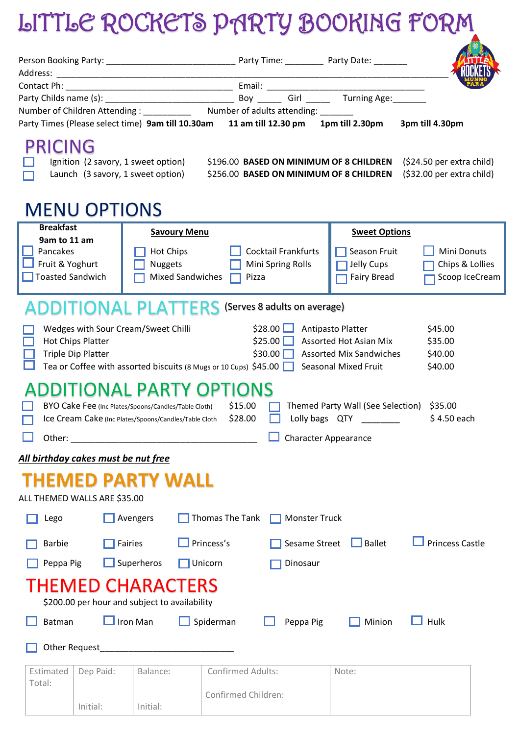# LITTLE ROCKETS PARTY BOOKING FORM

Person Booking Party: ___________________________ Party Time: ________ Party Date: _______

Address: ___________________________________________________________________________________

Contact Ph: ___________________________________ Email: _________________________________

Party Childs name (s): ___________________________ Boy _____ Girl _____ Turning Age:_______

Number of Children Attending : __________ Number of adults attending: _______

Party Times (Please select time) **9am till 10.30am** **11 am till 12.30 pm** **1pm till 2.30pm** **3pm till 4.30pm**

## PRICING

- ☐ Ignition (2 savory, 1 sweet option) $196.00 **BASED ON MINIMUM OF 8 CHILDREN** ($24.50 per extra child)
- ☐ Launch (3 savory, 1 sweet option) $256.00 **BASED ON MINIMUM OF 8 CHILDREN** ($32.00 per extra child)

## MENU OPTIONS

| **Breakfast** 9am to 11 am | **Savoury Menu** | | **Sweet Options** | |
|---|---|---|---|---|
| ☐ Pancakes | ☐ Hot Chips | ☐ Cocktail Frankfurts | ☐ Season Fruit | ☐ Mini Donuts |
| ☐ Fruit & Yoghurt | ☐ Nuggets | ☐ Mini Spring Rolls | ☐ Jelly Cups | ☐ Chips & Lollies |
| ☐ Toasted Sandwich | ☐ Mixed Sandwiches | ☐ Pizza | ☐ Fairy Bread | ☐ Scoop IceCream |

## ADDITIONAL PLATTERS (Serves 8 adults on average)

| | | | |
|---|---|---|---|
| ☐ Wedges with Sour Cream/Sweet Chilli | $28.00 | ☐ Antipasto Platter | $45.00 |
| ☐ Hot Chips Platter | $25.00 | ☐ Assorted Hot Asian Mix | $35.00 |
| ☐ Triple Dip Platter | $30.00 | ☐ Assorted Mix Sandwiches | $40.00 |
| ☐ Tea or Coffee with assorted biscuits (8 Mugs or 10 Cups) | $45.00 | ☐ Seasonal Mixed Fruit | $40.00 |

## ADDITIONAL PARTY OPTIONS

| | | | |
|---|---|---|---|
| ☐ BYO Cake Fee (Inc Plates/Spoons/Candles/Table Cloth) | $15.00 | ☐ Themed Party Wall (See Selection) | $35.00 |
| ☐ Ice Cream Cake (Inc Plates/Spoons/Candles/Table Cloth | $28.00 | ☐ Lolly bags QTY ________ | $ 4.50 each |
| ☐ Other: ______________________________________ | | ☐ Character Appearance | |

***All birthday cakes must be nut free***

## THEMED PARTY WALL

ALL THEMED WALLS ARE $35.00

| | | | | | |
|---|---|---|---|---|---|
| ☐ Lego | ☐ Avengers | ☐ Thomas The Tank | ☐ Monster Truck | | |
| ☐ Barbie | ☐ Fairies | ☐ Princess's | ☐ Sesame Street | ☐ Ballet | ☐ Princess Castle |
| ☐ Peppa Pig | ☐ Superheros | ☐ Unicorn | ☐ Dinosaur | | |

## THEMED CHARACTERS

$200.00 per hour and subject to availability

☐ Batman ☐ Iron Man ☐ Spiderman ☐ Peppa Pig ☐ Minion ☐ Hulk

☐ Other Request___________________________

| Estimated Total: | Dep Paid: Initial: | Balance: Initial: | Confirmed Adults: Confirmed Children: | Note: |
|---|---|---|---|---|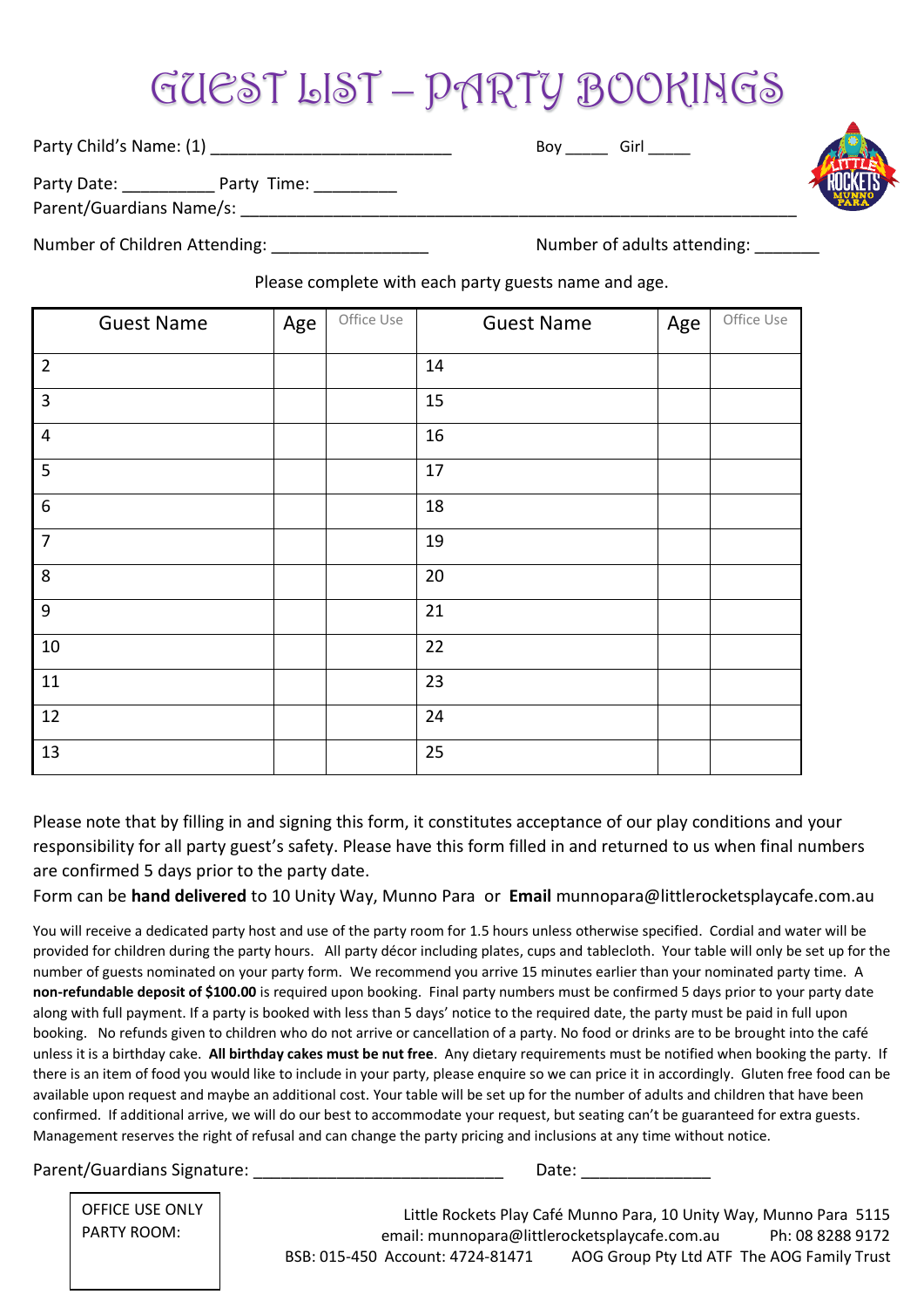# GUEST LIST – PARTY BOOKINGS

Party Child's Name: (1) ___________________________ Boy _____ Girl _____

Party Date: __________ Party Time: _________

Parent/Guardians Name/s: ________________________________________________________________

Number of Children Attending: _________________ Number of adults attending: _______

Please complete with each party guests name and age.

| Guest Name | Age | Office Use | Guest Name | Age | Office Use |
|---|---|---|---|---|---|
| 2 | | | 14 | | |
| 3 | | | 15 | | |
| 4 | | | 16 | | |
| 5 | | | 17 | | |
| 6 | | | 18 | | |
| 7 | | | 19 | | |
| 8 | | | 20 | | |
| 9 | | | 21 | | |
| 10 | | | 22 | | |
| 11 | | | 23 | | |
| 12 | | | 24 | | |
| 13 | | | 25 | | |

Please note that by filling in and signing this form, it constitutes acceptance of our play conditions and your responsibility for all party guest's safety. Please have this form filled in and returned to us when final numbers are confirmed 5 days prior to the party date.

Form can be **hand delivered** to 10 Unity Way, Munno Para or **Email** munnopara@littlerocketsplaycafe.com.au

You will receive a dedicated party host and use of the party room for 1.5 hours unless otherwise specified. Cordial and water will be provided for children during the party hours. All party décor including plates, cups and tablecloth. Your table will only be set up for the number of guests nominated on your party form. We recommend you arrive 15 minutes earlier than your nominated party time. A **non-refundable deposit of $100.00** is required upon booking. Final party numbers must be confirmed 5 days prior to your party date along with full payment. If a party is booked with less than 5 days' notice to the required date, the party must be paid in full upon booking. No refunds given to children who do not arrive or cancellation of a party. No food or drinks are to be brought into the café unless it is a birthday cake. **All birthday cakes must be nut free**. Any dietary requirements must be notified when booking the party. If there is an item of food you would like to include in your party, please enquire so we can price it in accordingly. Gluten free food can be available upon request and maybe an additional cost. Your table will be set up for the number of adults and children that have been confirmed. If additional arrive, we will do our best to accommodate your request, but seating can't be guaranteed for extra guests. Management reserves the right of refusal and can change the party pricing and inclusions at any time without notice.

Parent/Guardians Signature: ____________________________ Date: ______________

OFFICE USE ONLY
PARTY ROOM:

Little Rockets Play Café Munno Para, 10 Unity Way, Munno Para 5115
email: munnopara@littlerocketsplaycafe.com.au Ph: 08 8288 9172
BSB: 015-450 Account: 4724-81471 AOG Group Pty Ltd ATF The AOG Family Trust